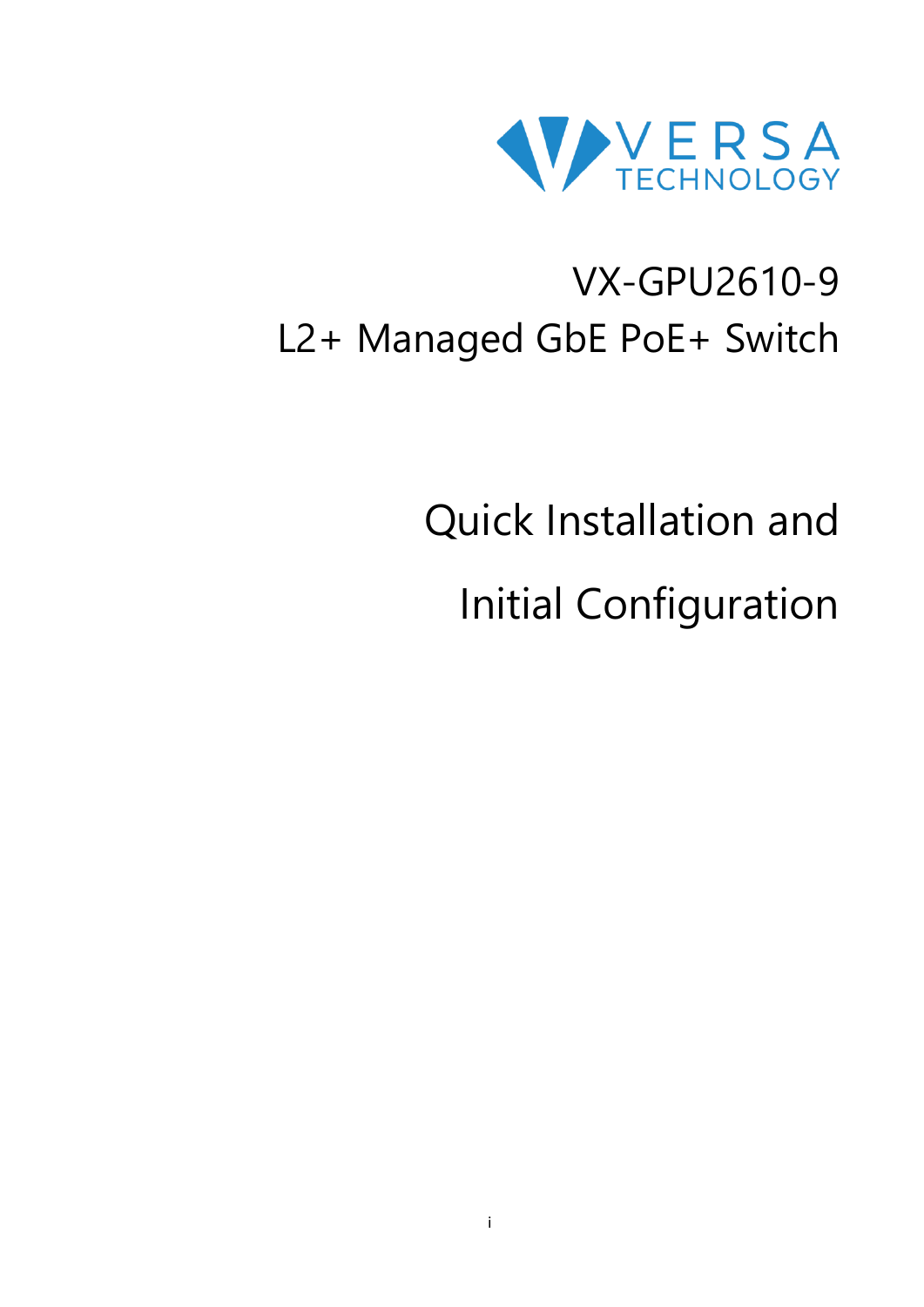VERSA TECHNOLOGY

# VX-GPU2610-9
# L2+ Managed GbE PoE+ Switch

# Quick Installation and Initial Configuration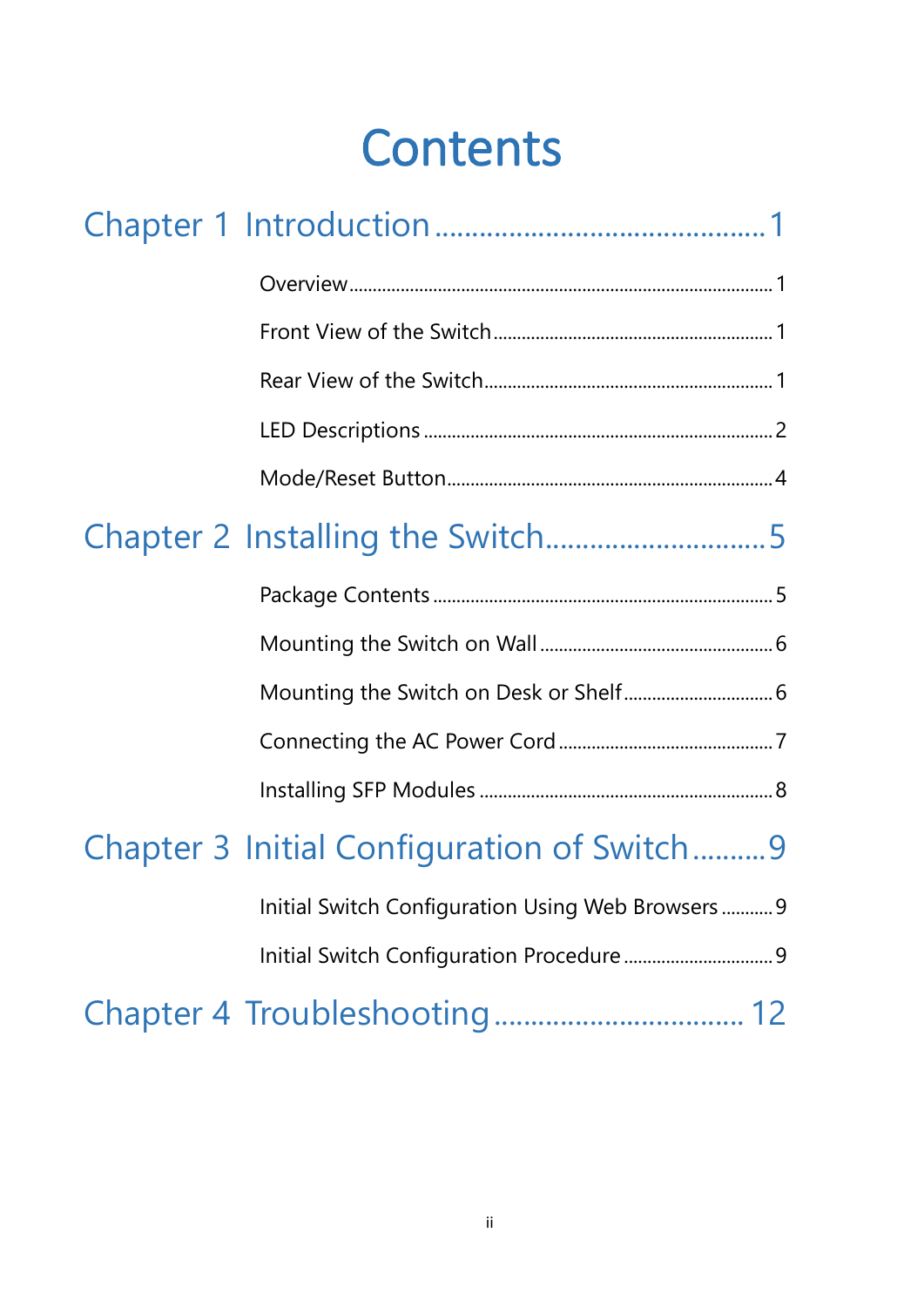# Contents

## Chapter 1 Introduction .......................................... 1

Overview ........................................................................................ 1

Front View of the Switch .......................................................... 1

Rear View of the Switch ............................................................ 1

LED Descriptions ......................................................................... 2

Mode/Reset Button ..................................................................... 4

## Chapter 2 Installing the Switch ............................ 5

Package Contents ....................................................................... 5

Mounting the Switch on Wall ................................................. 6

Mounting the Switch on Desk or Shelf ............................... 6

Connecting the AC Power Cord ............................................. 7

Installing SFP Modules .............................................................. 8

## Chapter 3 Initial Configuration of Switch .......... 9

Initial Switch Configuration Using Web Browsers ........... 9

Initial Switch Configuration Procedure ............................... 9

## Chapter 4 Troubleshooting ................................ 12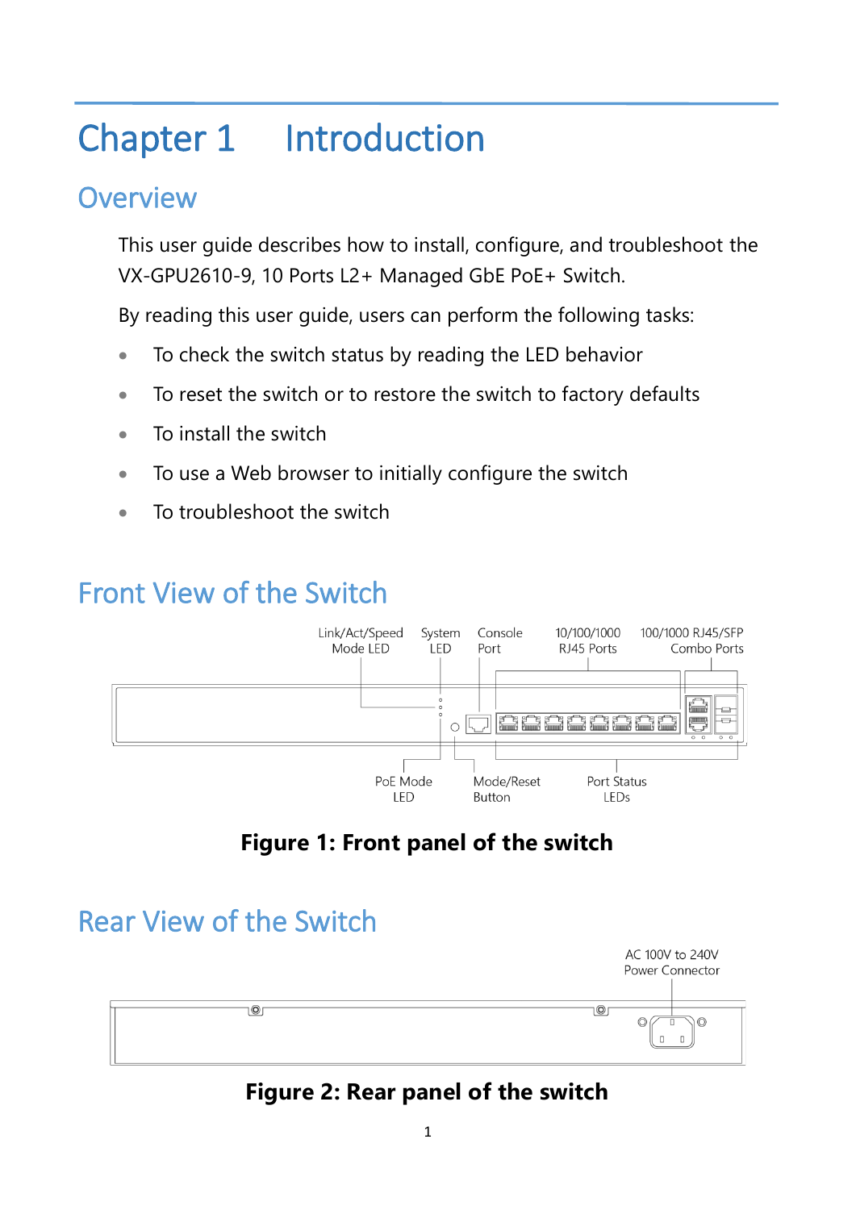# Chapter 1 Introduction

## Overview

This user guide describes how to install, configure, and troubleshoot the VX-GPU2610-9, 10 Ports L2+ Managed GbE PoE+ Switch.

By reading this user guide, users can perform the following tasks:

- To check the switch status by reading the LED behavior
- To reset the switch or to restore the switch to factory defaults
- To install the switch
- To use a Web browser to initially configure the switch
- To troubleshoot the switch

## Front View of the Switch

**Figure 1: Front panel of the switch**

## Rear View of the Switch

**Figure 2: Rear panel of the switch**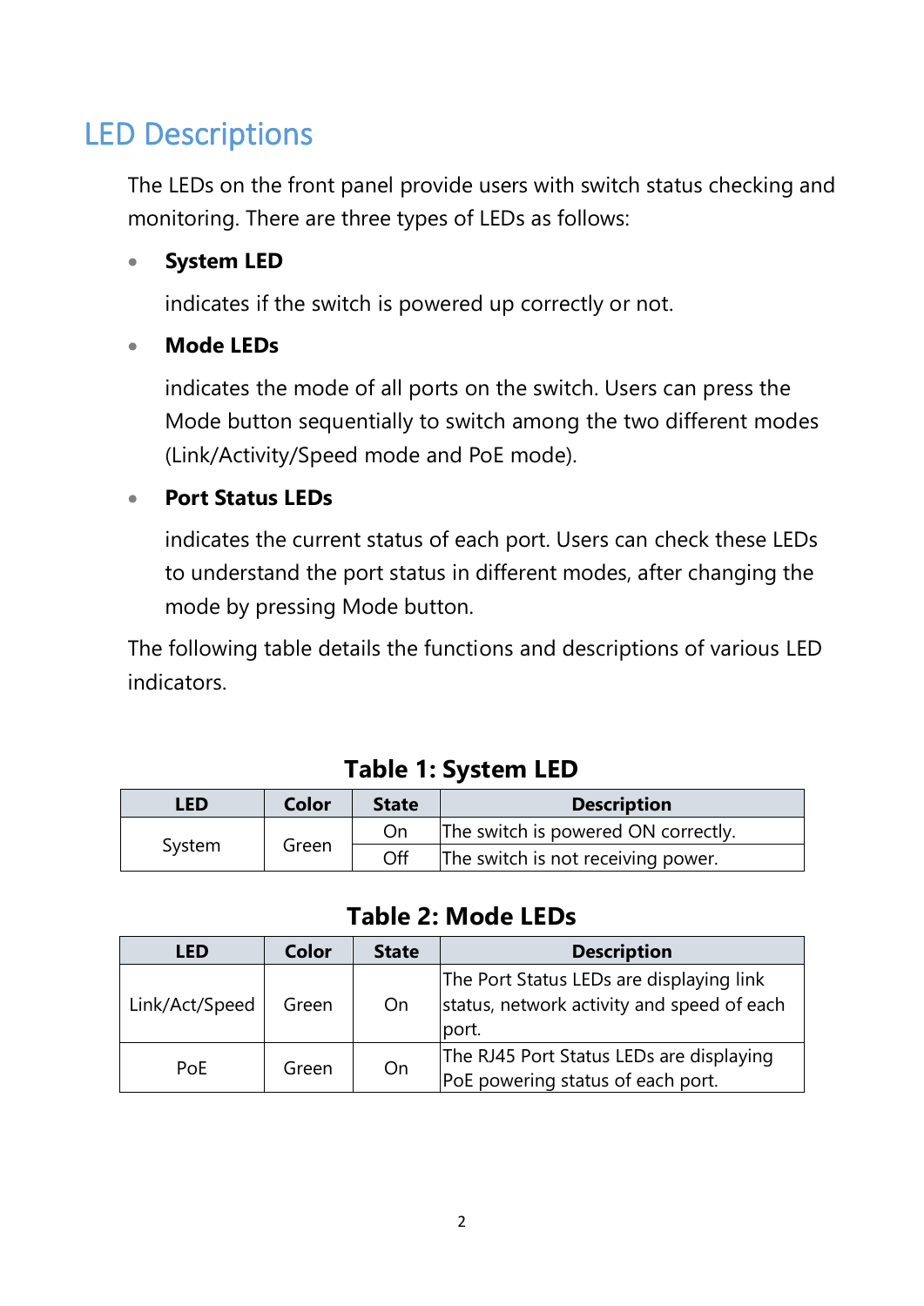## LED Descriptions

The LEDs on the front panel provide users with switch status checking and monitoring. There are three types of LEDs as follows:

- **System LED**

  indicates if the switch is powered up correctly or not.

- **Mode LEDs**

  indicates the mode of all ports on the switch. Users can press the Mode button sequentially to switch among the two different modes (Link/Activity/Speed mode and PoE mode).

- **Port Status LEDs**

  indicates the current status of each port. Users can check these LEDs to understand the port status in different modes, after changing the mode by pressing Mode button.

The following table details the functions and descriptions of various LED indicators.

**Table 1: System LED**

| LED | Color | State | Description |
|---|---|---|---|
| System | Green | On | The switch is powered ON correctly. |
| | | Off | The switch is not receiving power. |

**Table 2: Mode LEDs**

| LED | Color | State | Description |
|---|---|---|---|
| Link/Act/Speed | Green | On | The Port Status LEDs are displaying link status, network activity and speed of each port. |
| PoE | Green | On | The RJ45 Port Status LEDs are displaying PoE powering status of each port. |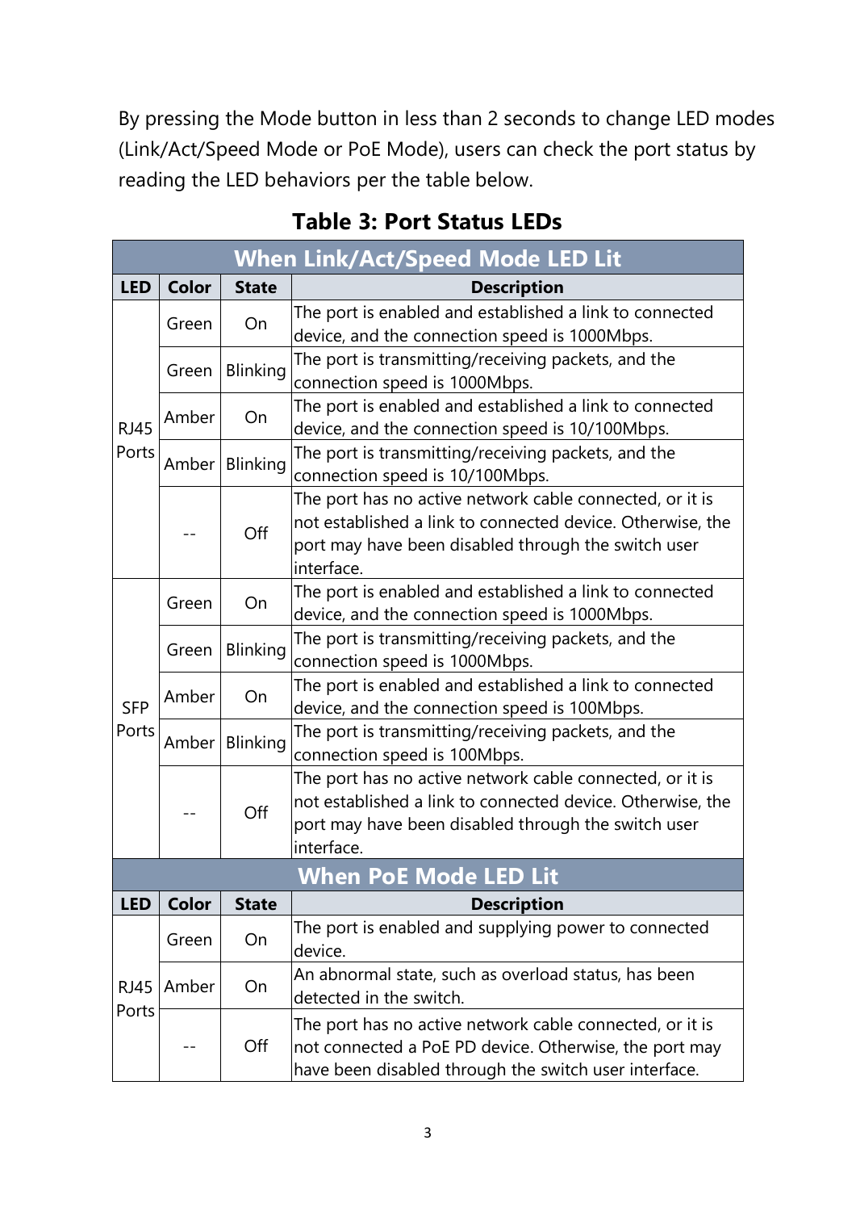By pressing the Mode button in less than 2 seconds to change LED modes (Link/Act/Speed Mode or PoE Mode), users can check the port status by reading the LED behaviors per the table below.

**Table 3: Port Status LEDs**

| When Link/Act/Speed Mode LED Lit | | | |
|---|---|---|---|
| **LED** | **Color** | **State** | **Description** |
| RJ45 Ports | Green | On | The port is enabled and established a link to connected device, and the connection speed is 1000Mbps. |
| | Green | Blinking | The port is transmitting/receiving packets, and the connection speed is 1000Mbps. |
| | Amber | On | The port is enabled and established a link to connected device, and the connection speed is 10/100Mbps. |
| | Amber | Blinking | The port is transmitting/receiving packets, and the connection speed is 10/100Mbps. |
| | -- | Off | The port has no active network cable connected, or it is not established a link to connected device. Otherwise, the port may have been disabled through the switch user interface. |
| SFP Ports | Green | On | The port is enabled and established a link to connected device, and the connection speed is 1000Mbps. |
| | Green | Blinking | The port is transmitting/receiving packets, and the connection speed is 1000Mbps. |
| | Amber | On | The port is enabled and established a link to connected device, and the connection speed is 100Mbps. |
| | Amber | Blinking | The port is transmitting/receiving packets, and the connection speed is 100Mbps. |
| | -- | Off | The port has no active network cable connected, or it is not established a link to connected device. Otherwise, the port may have been disabled through the switch user interface. |
| **When PoE Mode LED Lit** | | | |
| **LED** | **Color** | **State** | **Description** |
| RJ45 Ports | Green | On | The port is enabled and supplying power to connected device. |
| | Amber | On | An abnormal state, such as overload status, has been detected in the switch. |
| | -- | Off | The port has no active network cable connected, or it is not connected a PoE PD device. Otherwise, the port may have been disabled through the switch user interface. |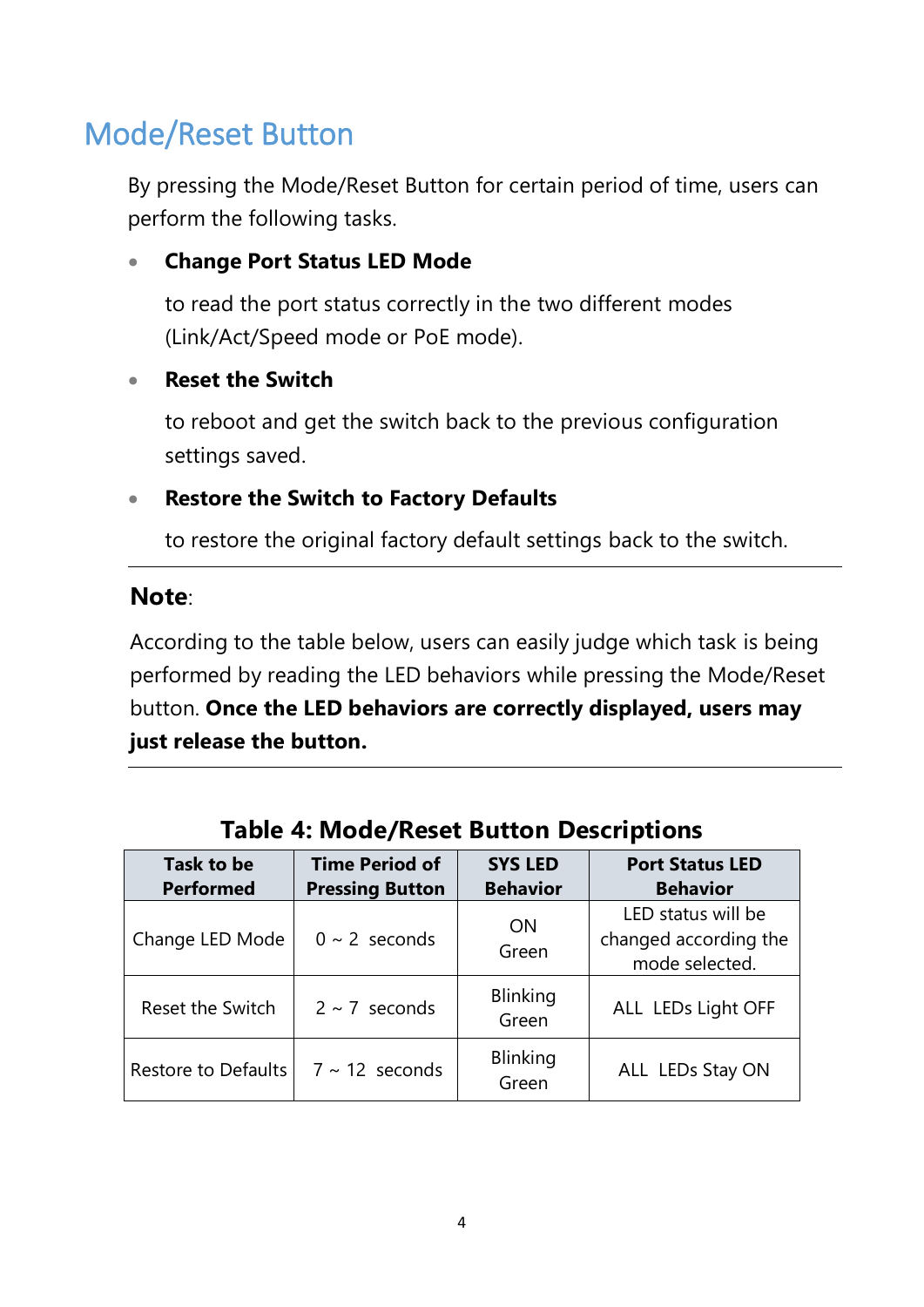## Mode/Reset Button

By pressing the Mode/Reset Button for certain period of time, users can perform the following tasks.

- **Change Port Status LED Mode**

  to read the port status correctly in the two different modes (Link/Act/Speed mode or PoE mode).

- **Reset the Switch**

  to reboot and get the switch back to the previous configuration settings saved.

- **Restore the Switch to Factory Defaults**

  to restore the original factory default settings back to the switch.

---

**Note**:

According to the table below, users can easily judge which task is being performed by reading the LED behaviors while pressing the Mode/Reset button. **Once the LED behaviors are correctly displayed, users may just release the button.**

---

**Table 4: Mode/Reset Button Descriptions**

| Task to be Performed | Time Period of Pressing Button | SYS LED Behavior | Port Status LED Behavior |
|---|---|---|---|
| Change LED Mode | 0 ~ 2 seconds | ON Green | LED status will be changed according the mode selected. |
| Reset the Switch | 2 ~ 7 seconds | Blinking Green | ALL LEDs Light OFF |
| Restore to Defaults | 7 ~ 12 seconds | Blinking Green | ALL LEDs Stay ON |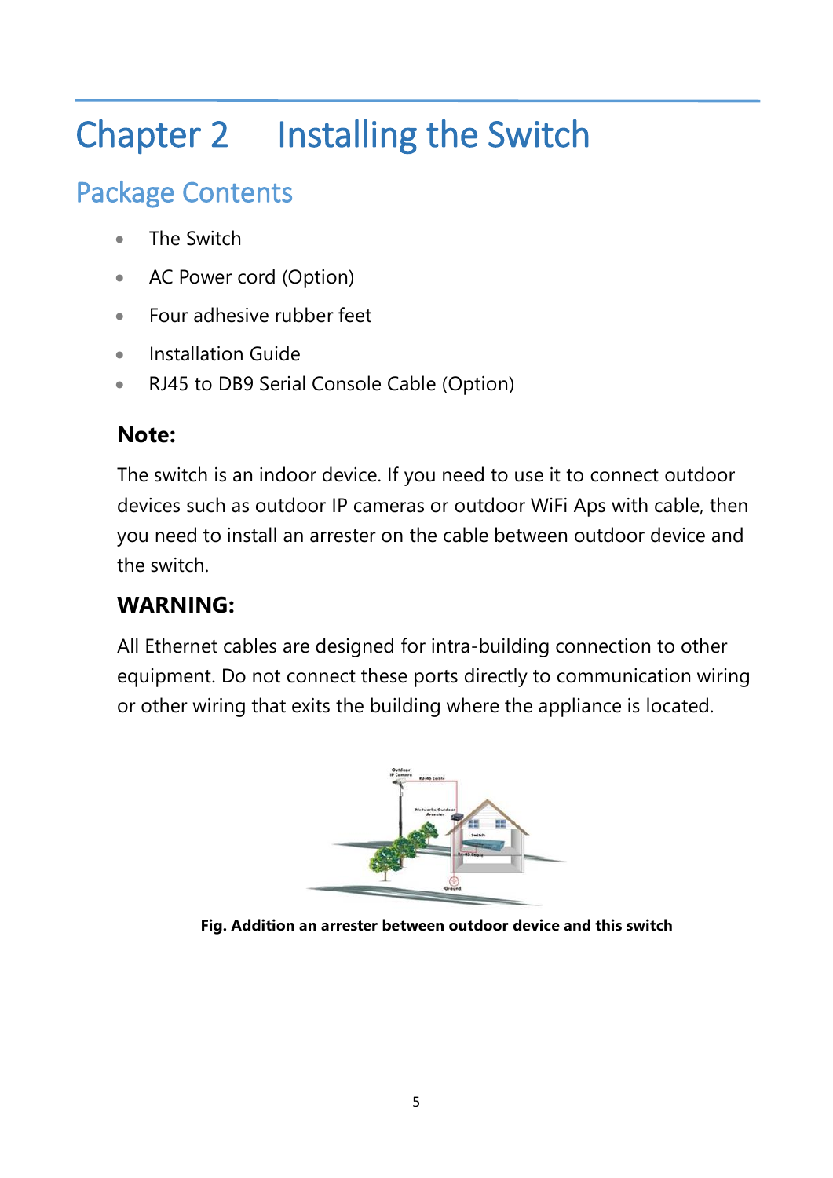# Chapter 2 Installing the Switch

## Package Contents

- The Switch
- AC Power cord (Option)
- Four adhesive rubber feet
- Installation Guide
- RJ45 to DB9 Serial Console Cable (Option)

---

### Note:

The switch is an indoor device. If you need to use it to connect outdoor devices such as outdoor IP cameras or outdoor WiFi Aps with cable, then you need to install an arrester on the cable between outdoor device and the switch.

### WARNING:

All Ethernet cables are designed for intra-building connection to other equipment. Do not connect these ports directly to communication wiring or other wiring that exits the building where the appliance is located.

**Fig. Addition an arrester between outdoor device and this switch**

---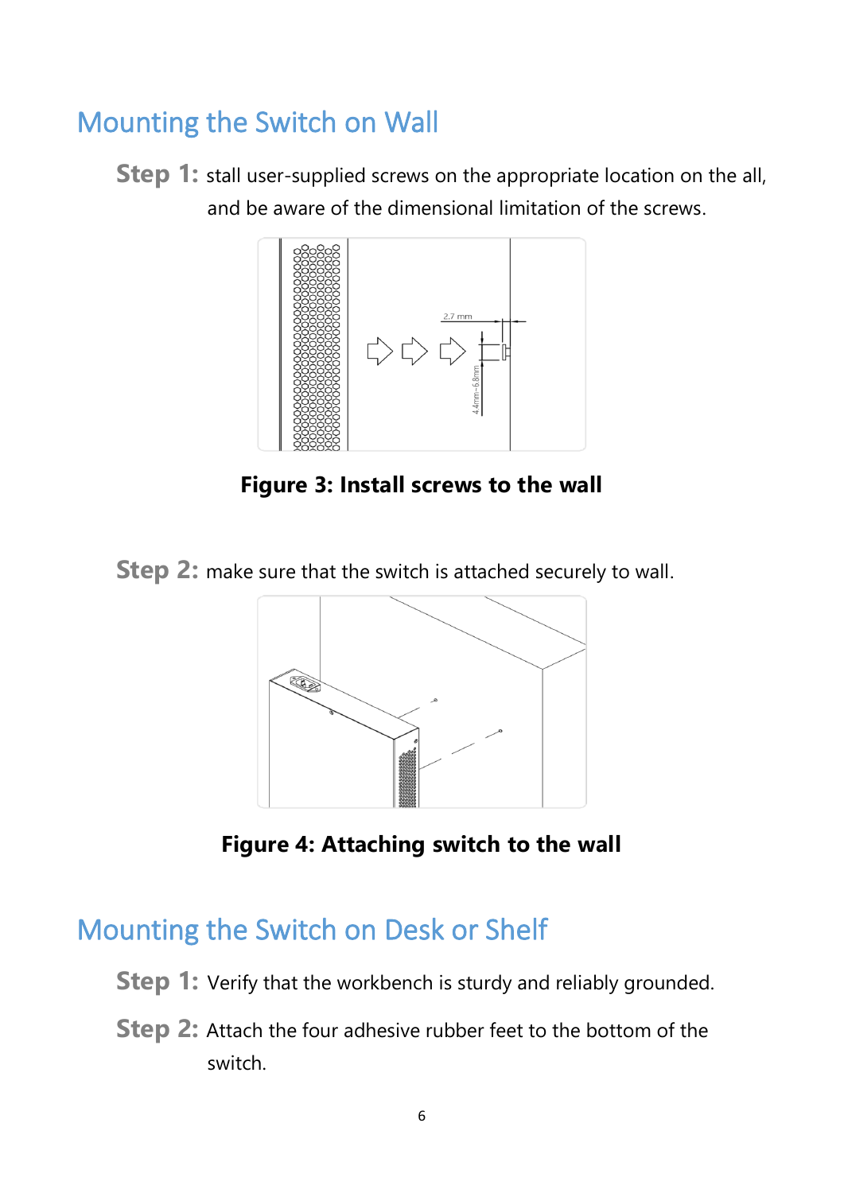## Mounting the Switch on Wall

**Step 1:** stall user-supplied screws on the appropriate location on the all, and be aware of the dimensional limitation of the screws.

**Figure 3: Install screws to the wall**

**Step 2:** make sure that the switch is attached securely to wall.

**Figure 4: Attaching switch to the wall**

## Mounting the Switch on Desk or Shelf

**Step 1:** Verify that the workbench is sturdy and reliably grounded.

**Step 2:** Attach the four adhesive rubber feet to the bottom of the switch.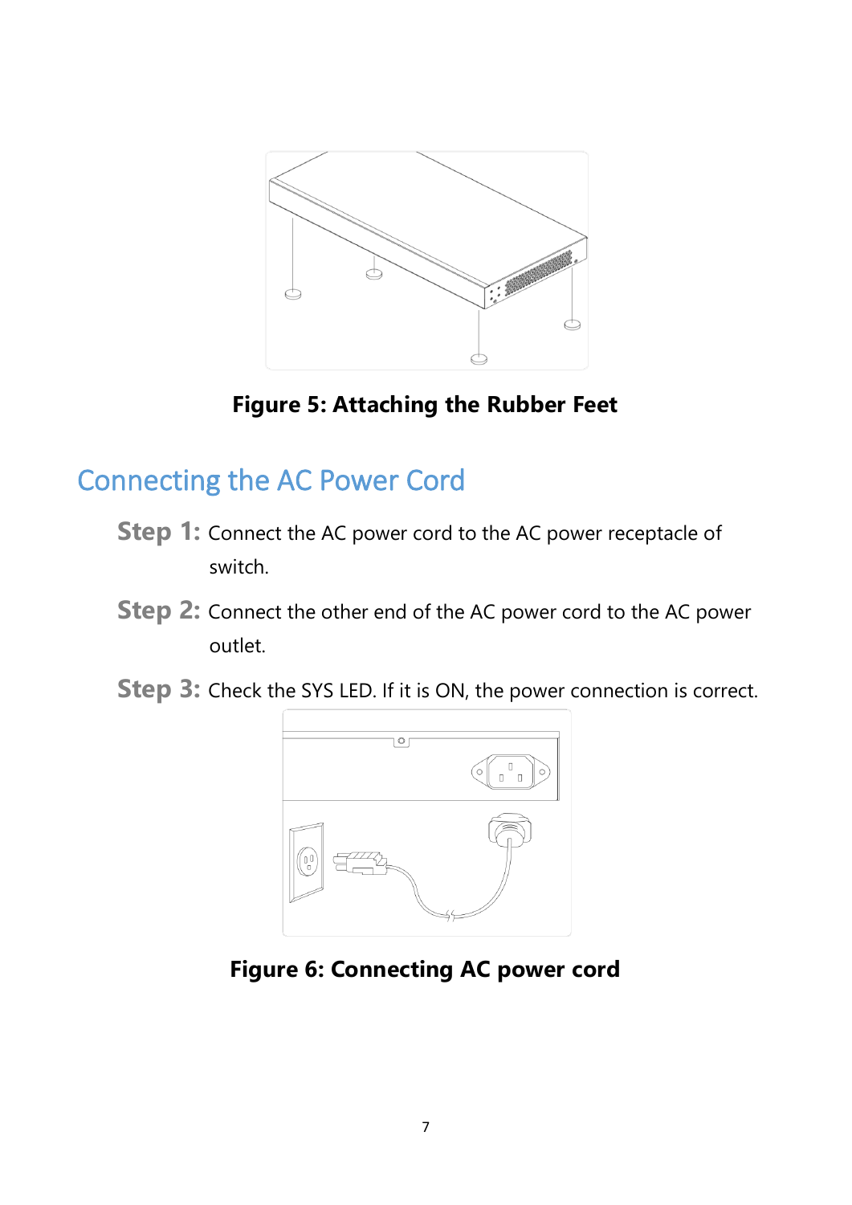**Figure 5: Attaching the Rubber Feet**

## Connecting the AC Power Cord

**Step 1:** Connect the AC power cord to the AC power receptacle of switch.

**Step 2:** Connect the other end of the AC power cord to the AC power outlet.

**Step 3:** Check the SYS LED. If it is ON, the power connection is correct.

**Figure 6: Connecting AC power cord**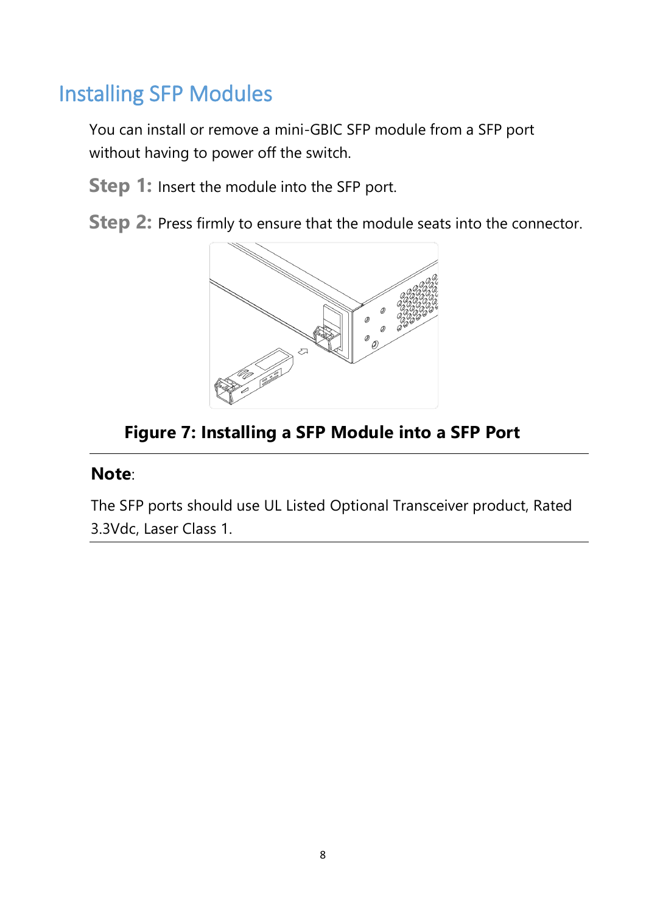## Installing SFP Modules

You can install or remove a mini-GBIC SFP module from a SFP port without having to power off the switch.

**Step 1:** Insert the module into the SFP port.

**Step 2:** Press firmly to ensure that the module seats into the connector.

**Figure 7: Installing a SFP Module into a SFP Port**

---

**Note**:

The SFP ports should use UL Listed Optional Transceiver product, Rated 3.3Vdc, Laser Class 1.

---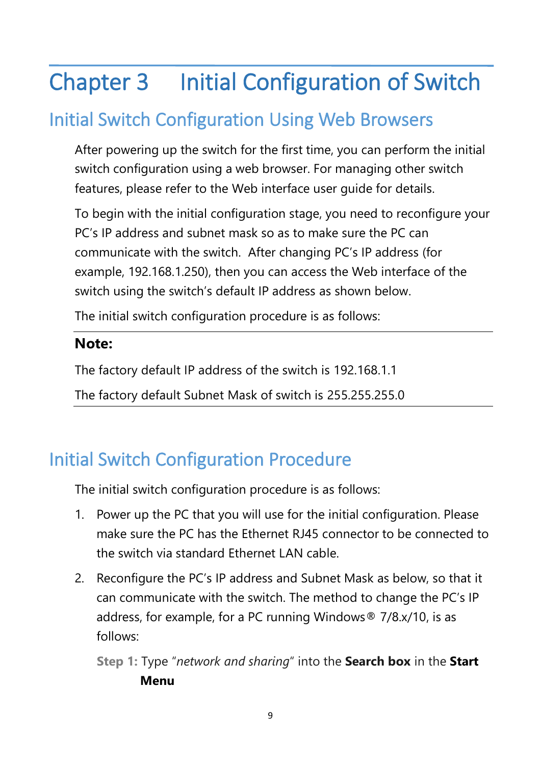# Chapter 3 Initial Configuration of Switch

## Initial Switch Configuration Using Web Browsers

After powering up the switch for the first time, you can perform the initial switch configuration using a web browser. For managing other switch features, please refer to the Web interface user guide for details.

To begin with the initial configuration stage, you need to reconfigure your PC's IP address and subnet mask so as to make sure the PC can communicate with the switch. After changing PC's IP address (for example, 192.168.1.250), then you can access the Web interface of the switch using the switch's default IP address as shown below.

The initial switch configuration procedure is as follows:

---

**Note:**

The factory default IP address of the switch is 192.168.1.1

The factory default Subnet Mask of switch is 255.255.255.0

---

## Initial Switch Configuration Procedure

The initial switch configuration procedure is as follows:

1. Power up the PC that you will use for the initial configuration. Please make sure the PC has the Ethernet RJ45 connector to be connected to the switch via standard Ethernet LAN cable.
2. Reconfigure the PC's IP address and Subnet Mask as below, so that it can communicate with the switch. The method to change the PC's IP address, for example, for a PC running Windows® 7/8.x/10, is as follows:

   **Step 1:** Type "*network and sharing*" into the **Search box** in the **Start Menu**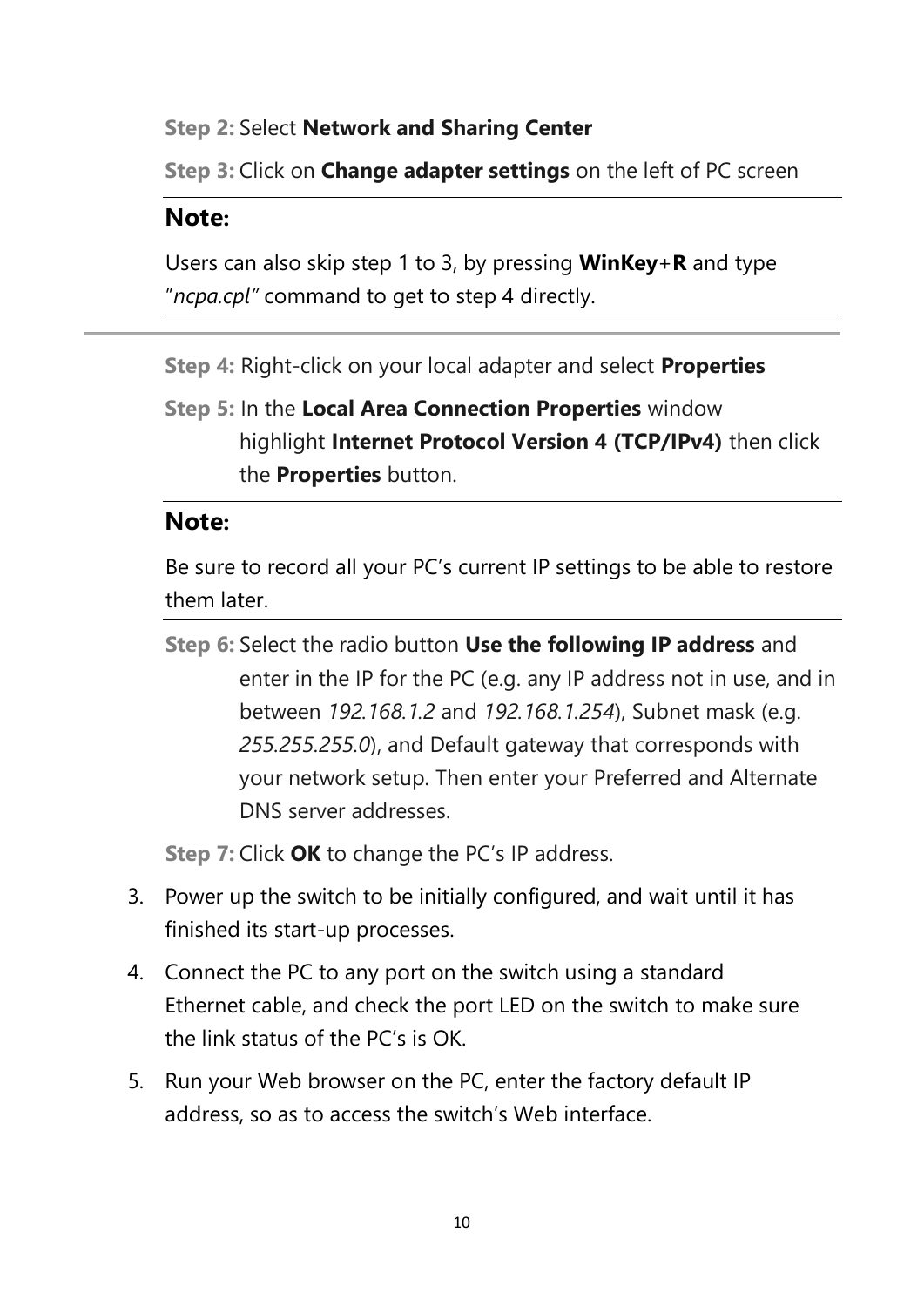**Step 2:** Select **Network and Sharing Center**

**Step 3:** Click on **Change adapter settings** on the left of PC screen

---

**Note:**

Users can also skip step 1 to 3, by pressing **WinKey**+**R** and type "*ncpa.cpl*" command to get to step 4 directly.

---

**Step 4:** Right-click on your local adapter and select **Properties**

**Step 5:** In the **Local Area Connection Properties** window highlight **Internet Protocol Version 4 (TCP/IPv4)** then click the **Properties** button.

---

**Note:**

Be sure to record all your PC's current IP settings to be able to restore them later.

---

**Step 6:** Select the radio button **Use the following IP address** and enter in the IP for the PC (e.g. any IP address not in use, and in between *192.168.1.2* and *192.168.1.254*), Subnet mask (e.g. *255.255.255.0*), and Default gateway that corresponds with your network setup. Then enter your Preferred and Alternate DNS server addresses.

**Step 7:** Click **OK** to change the PC's IP address.

3. Power up the switch to be initially configured, and wait until it has finished its start-up processes.
4. Connect the PC to any port on the switch using a standard Ethernet cable, and check the port LED on the switch to make sure the link status of the PC's is OK.
5. Run your Web browser on the PC, enter the factory default IP address, so as to access the switch's Web interface.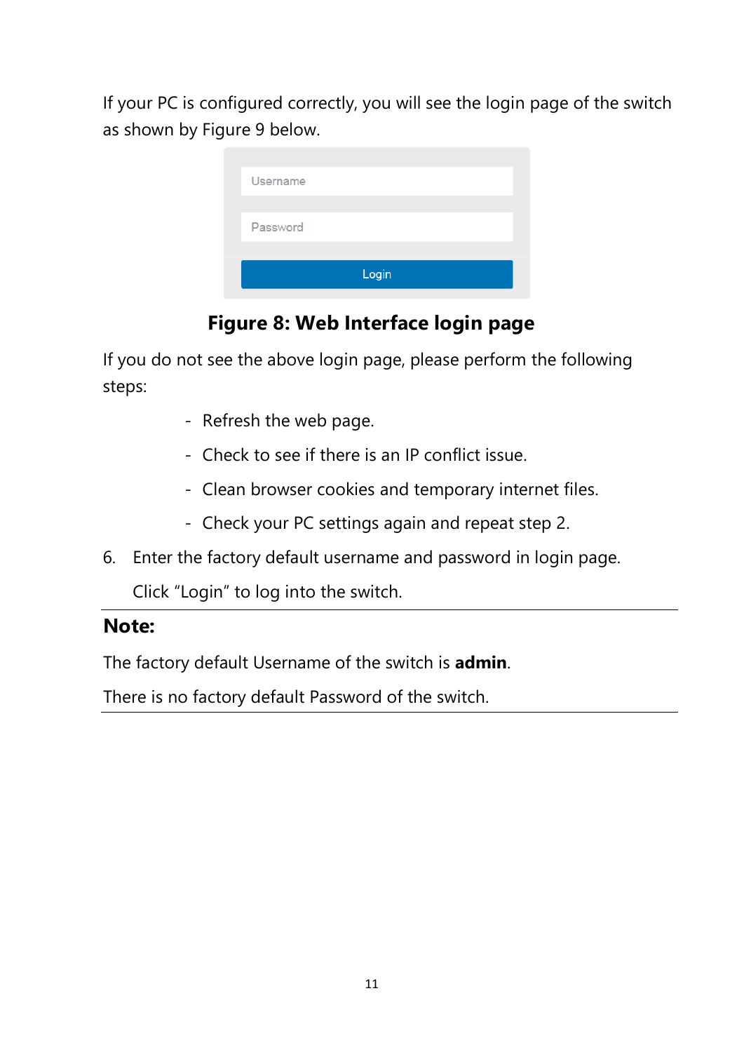If your PC is configured correctly, you will see the login page of the switch as shown by Figure 9 below.

Username

Password

Login

**Figure 8: Web Interface login page**

If you do not see the above login page, please perform the following steps:

- Refresh the web page.
- Check to see if there is an IP conflict issue.
- Clean browser cookies and temporary internet files.
- Check your PC settings again and repeat step 2.

6. Enter the factory default username and password in login page.

   Click “Login” to log into the switch.

---

**Note:**

The factory default Username of the switch is **admin**.

There is no factory default Password of the switch.

---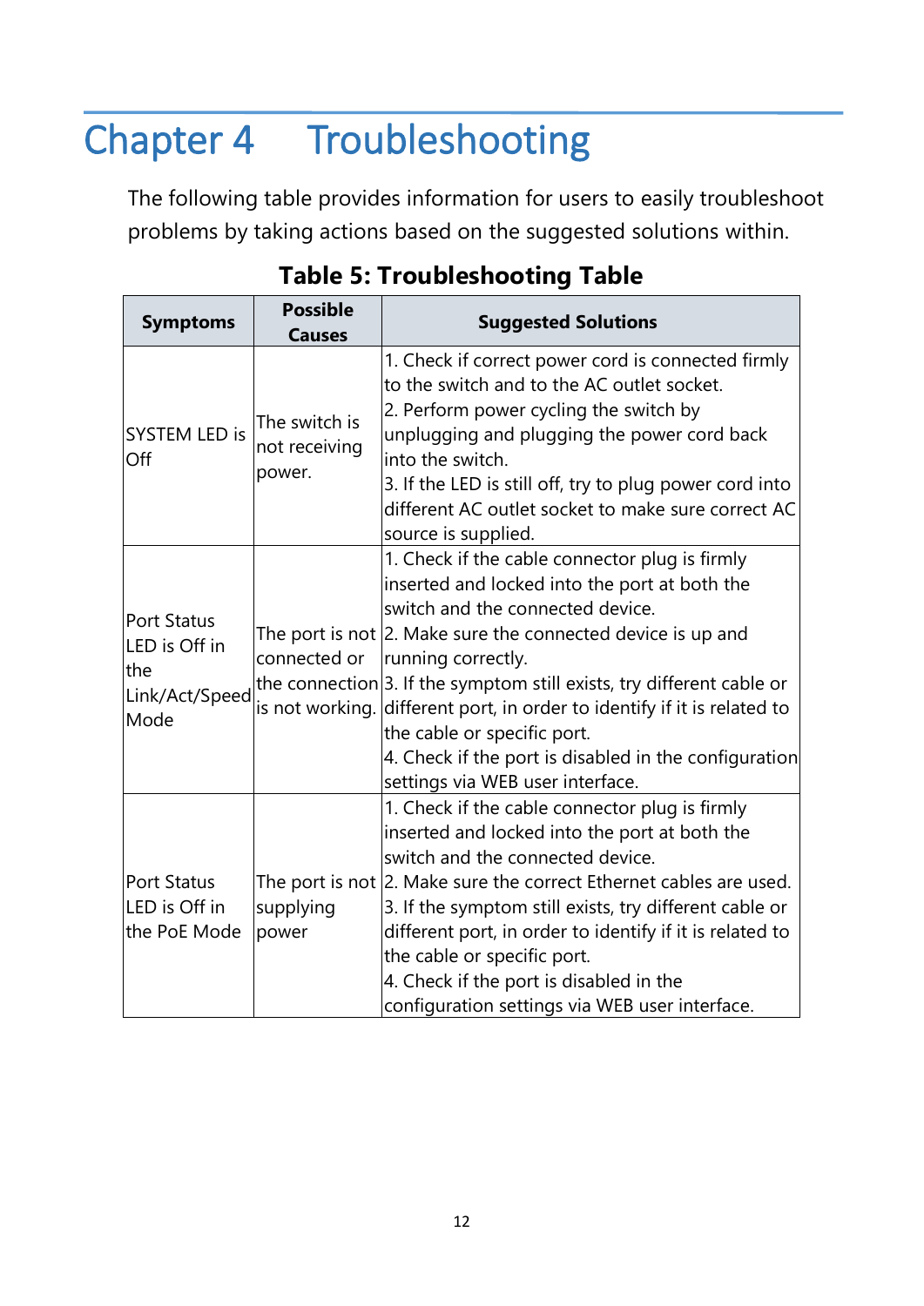# Chapter 4 Troubleshooting

The following table provides information for users to easily troubleshoot problems by taking actions based on the suggested solutions within.

**Table 5: Troubleshooting Table**

| Symptoms | Possible Causes | Suggested Solutions |
|---|---|---|
| SYSTEM LED is Off | The switch is not receiving power. | 1. Check if correct power cord is connected firmly to the switch and to the AC outlet socket.<br>2. Perform power cycling the switch by unplugging and plugging the power cord back into the switch.<br>3. If the LED is still off, try to plug power cord into different AC outlet socket to make sure correct AC source is supplied. |
| Port Status LED is Off in the Link/Act/Speed Mode | The port is not connected or the connection is not working. | 1. Check if the cable connector plug is firmly inserted and locked into the port at both the switch and the connected device.<br>2. Make sure the connected device is up and running correctly.<br>3. If the symptom still exists, try different cable or different port, in order to identify if it is related to the cable or specific port.<br>4. Check if the port is disabled in the configuration settings via WEB user interface. |
| Port Status LED is Off in the PoE Mode | The port is not supplying power | 1. Check if the cable connector plug is firmly inserted and locked into the port at both the switch and the connected device.<br>2. Make sure the correct Ethernet cables are used.<br>3. If the symptom still exists, try different cable or different port, in order to identify if it is related to the cable or specific port.<br>4. Check if the port is disabled in the configuration settings via WEB user interface. |